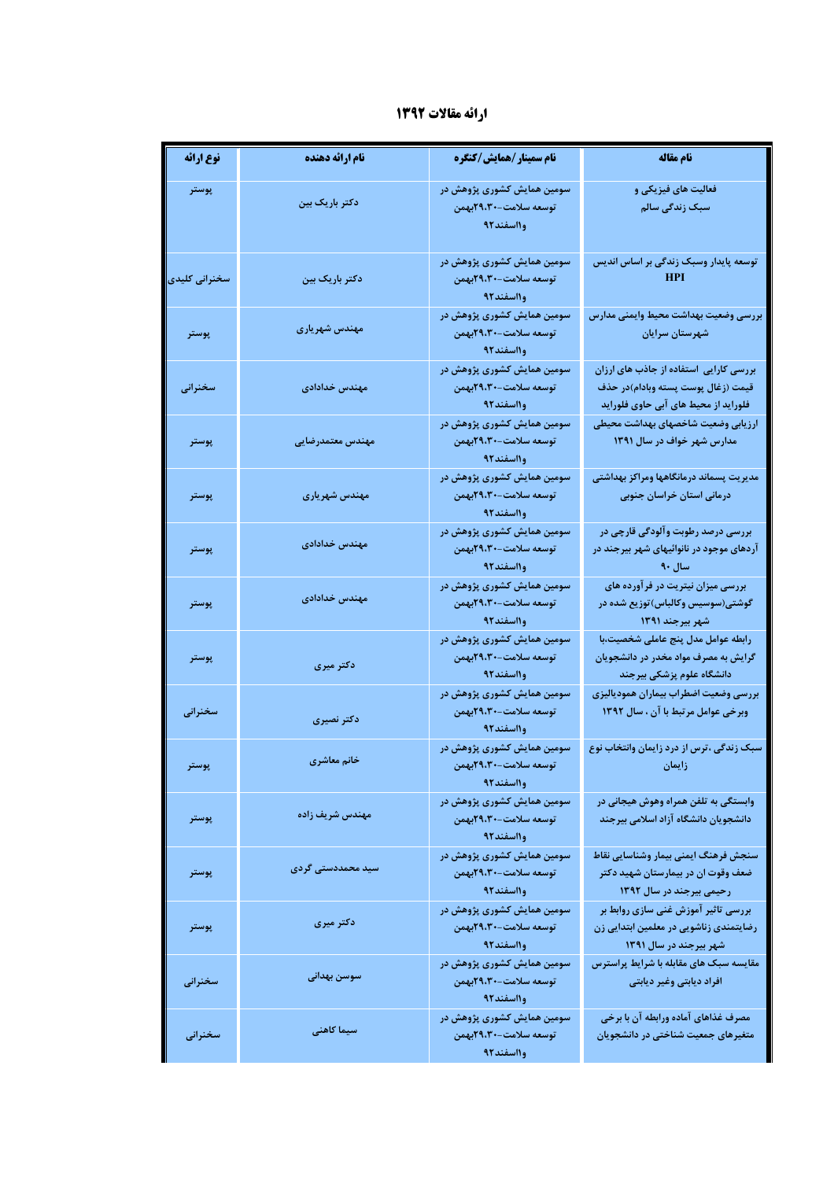# ارائه مقالات ۱۳۹۲

| نوع ارائه | نام ارائه دهنده | نام سمینار/همایش/کنگره | نام مقاله |
|---|---|---|---|
| پوستر | دکتر باریک بین | سومین همایش کشوری پژوهش در توسعه سلامت-۲۹،۳۰بهمن و۱اسفند۹۲ | فعالیت های فیزیکی و سبک زندگی سالم |
| سخنرانی کلیدی | دکتر باریک بین | سومین همایش کشوری پژوهش در توسعه سلامت-۲۹،۳۰بهمن و۱اسفند۹۲ | توسعه پایدار وسبک زندگی بر اساس اندیس HPI |
| پوستر | مهندس شهریاری | سومین همایش کشوری پژوهش در توسعه سلامت-۲۹،۳۰بهمن و۱اسفند۹۲ | بررسی وضعیت بهداشت محیط وایمنی مدارس شهرستان سرایان |
| سخنرانی | مهندس خدادادی | سومین همایش کشوری پژوهش در توسعه سلامت-۲۹،۳۰بهمن و۱اسفند۹۲ | بررسی کارایی استفاده از جاذب های ارزان قیمت (زغال پوست پسته وبادام)در حذف فلوراید از محیط های آبی حاوی فلوراید |
| پوستر | مهندس معتمدرضایی | سومین همایش کشوری پژوهش در توسعه سلامت-۲۹،۳۰بهمن و۱اسفند۹۲ | ارزیابی وضعیت شاخصهای بهداشت محیطی مدارس شهر خواف در سال ۱۳۹۱ |
| پوستر | مهندس شهریاری | سومین همایش کشوری پژوهش در توسعه سلامت-۲۹،۳۰بهمن و۱اسفند۹۲ | مدیریت پسماند درمانگاهها ومراکز بهداشتی درمانی استان خراسان جنوبی |
| پوستر | مهندس خدادادی | سومین همایش کشوری پژوهش در توسعه سلامت-۲۹،۳۰بهمن و۱اسفند۹۲ | بررسی درصد رطوبت وآلودگی قارچی در آردهای موجود در نانوائیهای شهر بیرجند در سال ۹۰ |
| پوستر | مهندس خدادادی | سومین همایش کشوری پژوهش در توسعه سلامت-۲۹،۳۰بهمن و۱اسفند۹۲ | بررسی میزان نیتریت در فرآورده های گوشتی(سوسیس وکالباس)توزیع شده در شهر بیرجند ۱۳۹۱ |
| پوستر | دکتر میری | سومین همایش کشوری پژوهش در توسعه سلامت-۲۹،۳۰بهمن و۱اسفند۹۲ | رابطه عوامل مدل پنج عاملی شخصیت،با گرایش به مصرف مواد مخدر در دانشجویان دانشگاه علوم پزشکی بیرجند |
| سخنرانی | دکتر نصیری | سومین همایش کشوری پژوهش در توسعه سلامت-۲۹،۳۰بهمن و۱اسفند۹۲ | بررسی وضعیت اضطراب بیماران همودیالیزی وبرخی عوامل مرتبط با آن ، سال ۱۳۹۲ |
| پوستر | خانم معاشری | سومین همایش کشوری پژوهش در توسعه سلامت-۲۹،۳۰بهمن و۱اسفند۹۲ | سبک زندگی ،ترس از درد زایمان وانتخاب نوع زایمان |
| پوستر | مهندس شریف زاده | سومین همایش کشوری پژوهش در توسعه سلامت-۲۹،۳۰بهمن و۱اسفند۹۲ | وابستگی به تلفن همراه وهوش هیجانی در دانشجویان دانشگاه آزاد اسلامی بیرجند |
| پوستر | سید محمددستی گردی | سومین همایش کشوری پژوهش در توسعه سلامت-۲۹،۳۰بهمن و۱اسفند۹۲ | سنجش فرهنگ ایمنی بیمار وشناسایی نقاط ضعف وقوت ان در بیمارستان شهید دکتر رحیمی بیرجند در سال ۱۳۹۲ |
| پوستر | دکتر میری | سومین همایش کشوری پژوهش در توسعه سلامت-۲۹،۳۰بهمن و۱اسفند۹۲ | بررسی تاثیر آموزش غنی سازی روابط بر رضایتمندی زناشویی در معلمین ابتدایی زن شهر بیرجند در سال ۱۳۹۱ |
| سخنرانی | سوسن بهدانی | سومین همایش کشوری پژوهش در توسعه سلامت-۲۹،۳۰بهمن و۱اسفند۹۲ | مقایسه سبک های مقابله با شرایط پراسترس افراد دیابتی وغیر دیابتی |
| سخنرانی | سیما کاهنی | سومین همایش کشوری پژوهش در توسعه سلامت-۲۹،۳۰بهمن و۱اسفند۹۲ | مصرف غذاهای آماده ورابطه آن با برخی متغیرهای جمعیت شناختی در دانشجویان |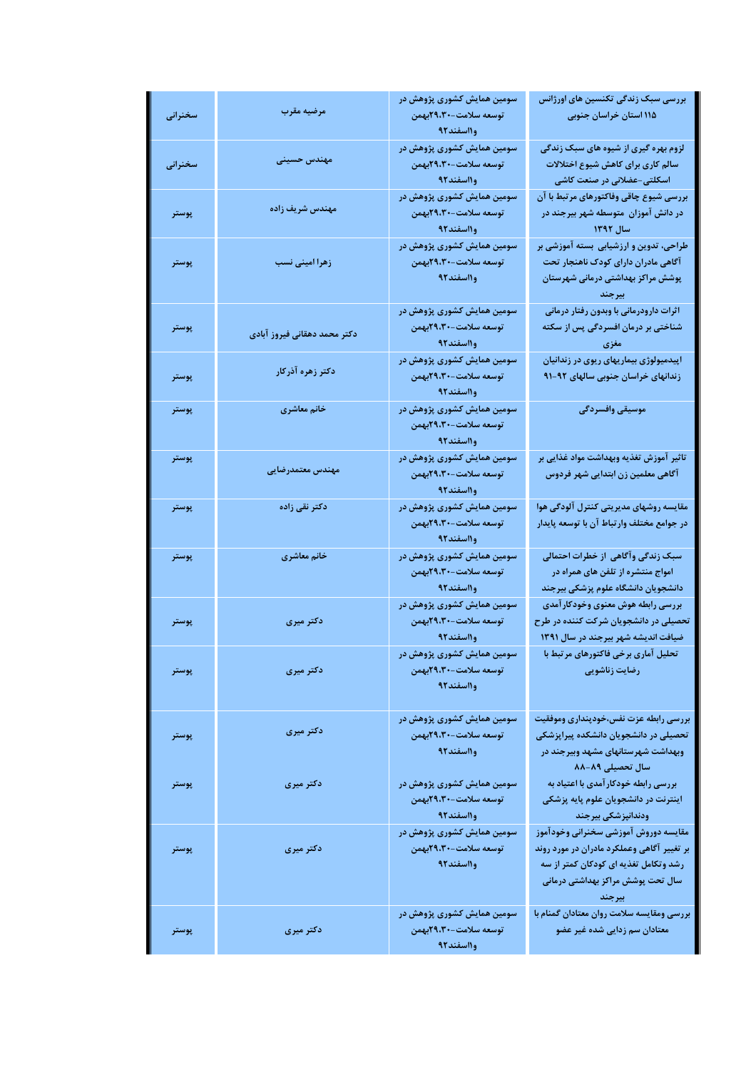| بررسی سبک زندگی تکنسین های اورژانس ۱۱۵ استان خراسان جنوبی | سومین همایش کشوری پژوهش در توسعه سلامت-۲۹،۳۰بهمن و۱اسفند۹۲ | مرضیه مقرب | سخنرانی |
|---|---|---|---|
| لزوم بهره گیری از شیوه های سبک زندگی سالم کاری برای کاهش شیوع اختلالات اسکلتی-عضلانی در صنعت کاشی | سومین همایش کشوری پژوهش در توسعه سلامت-۲۹،۳۰بهمن و۱اسفند۹۲ | مهندس حسینی | سخنرانی |
| بررسی شیوع چاقی وفاکتورهای مرتبط با آن در دانش آموزان متوسطه شهر بیرجند در سال ۱۳۹۲ | سومین همایش کشوری پژوهش در توسعه سلامت-۲۹،۳۰بهمن و۱اسفند۹۲ | مهندس شریف زاده | پوستر |
| طراحی، تدوین و ارزشیابی بسته آموزشی بر آگاهی مادران دارای کودک ناهنجار تحت پوشش مراکز بهداشتی درمانی شهرستان بیرجند | سومین همایش کشوری پژوهش در توسعه سلامت-۲۹،۳۰بهمن و۱اسفند۹۲ | زهرا امینی نسب | پوستر |
| اثرات دارودرمانی با وبدون رفتار درمانی شناختی بر درمان افسردگی پس از سکته مغزی | سومین همایش کشوری پژوهش در توسعه سلامت-۲۹،۳۰بهمن و۱اسفند۹۲ | دکتر محمد دهقانی فیروز آبادی | پوستر |
| اپیدمیولوژی بیماریهای ریوی در زندانیان زندانهای خراسان جنوبی سالهای ۹۲-۹۱ | سومین همایش کشوری پژوهش در توسعه سلامت-۲۹،۳۰بهمن و۱اسفند۹۲ | دکتر زهره آذرکار | پوستر |
| موسیقی وافسردگی | سومین همایش کشوری پژوهش در توسعه سلامت-۲۹،۳۰بهمن و۱اسفند۹۲ | خانم معاشری | پوستر |
| تاثیر آموزش تغذیه وبهداشت مواد غذایی بر آگاهی معلمین زن ابتدایی شهر فردوس | سومین همایش کشوری پژوهش در توسعه سلامت-۲۹،۳۰بهمن و۱اسفند۹۲ | مهندس معتمدرضایی | پوستر |
| مقایسه روشهای مدیریتی کنترل آلودگی هوا در جوامع مختلف وارتباط آن با توسعه پایدار | سومین همایش کشوری پژوهش در توسعه سلامت-۲۹،۳۰بهمن و۱اسفند۹۲ | دکتر نقی زاده | پوستر |
| سبک زندگی وآگاهی از خطرات احتمالی امواج منتشره از تلفن های همراه در دانشجویان دانشگاه علوم پزشکی بیرجند | سومین همایش کشوری پژوهش در توسعه سلامت-۲۹،۳۰بهمن و۱اسفند۹۲ | خانم معاشری | پوستر |
| بررسی رابطه هوش معنوی وخودکارآمدی تحصیلی در دانشجویان شرکت کننده در طرح ضیافت اندیشه شهر بیرجند در سال ۱۳۹۱ | سومین همایش کشوری پژوهش در توسعه سلامت-۲۹،۳۰بهمن و۱اسفند۹۲ | دکتر میری | پوستر |
| تحلیل آماری برخی فاکتورهای مرتبط با رضایت زناشویی | سومین همایش کشوری پژوهش در توسعه سلامت-۲۹،۳۰بهمن و۱اسفند۹۲ | دکتر میری | پوستر |
| بررسی رابطه عزت نفس،خودپنداری وموفقیت تحصیلی در دانشجویان دانشکده پیراپزشکی وبهداشت شهرستانهای مشهد وبیرجند در سال تحصیلی ۸۹-۸۸ | سومین همایش کشوری پژوهش در توسعه سلامت-۲۹،۳۰بهمن و۱اسفند۹۲ | دکتر میری | پوستر |
| بررسی رابطه خودکارآمدی با اعتیاد به اینترنت در دانشجویان علوم پایه پزشکی ودندانپزشکی بیرجند | سومین همایش کشوری پژوهش در توسعه سلامت-۲۹،۳۰بهمن و۱اسفند۹۲ | دکتر میری | پوستر |
| مقایسه دوروش آموزشی سخنرانی وخودآموز بر تغییر آگاهی وعملکرد مادران در مورد روند رشد وتکامل تغذیه ای کودکان کمتر از سه سال تحت پوشش مراکز بهداشتی درمانی بیرجند | سومین همایش کشوری پژوهش در توسعه سلامت-۲۹،۳۰بهمن و۱اسفند۹۲ | دکتر میری | پوستر |
| بررسی ومقایسه سلامت روان معتادان گمنام با معتادان سم زدایی شده غیر عضو | سومین همایش کشوری پژوهش در توسعه سلامت-۲۹،۳۰بهمن و۱اسفند۹۲ | دکتر میری | پوستر |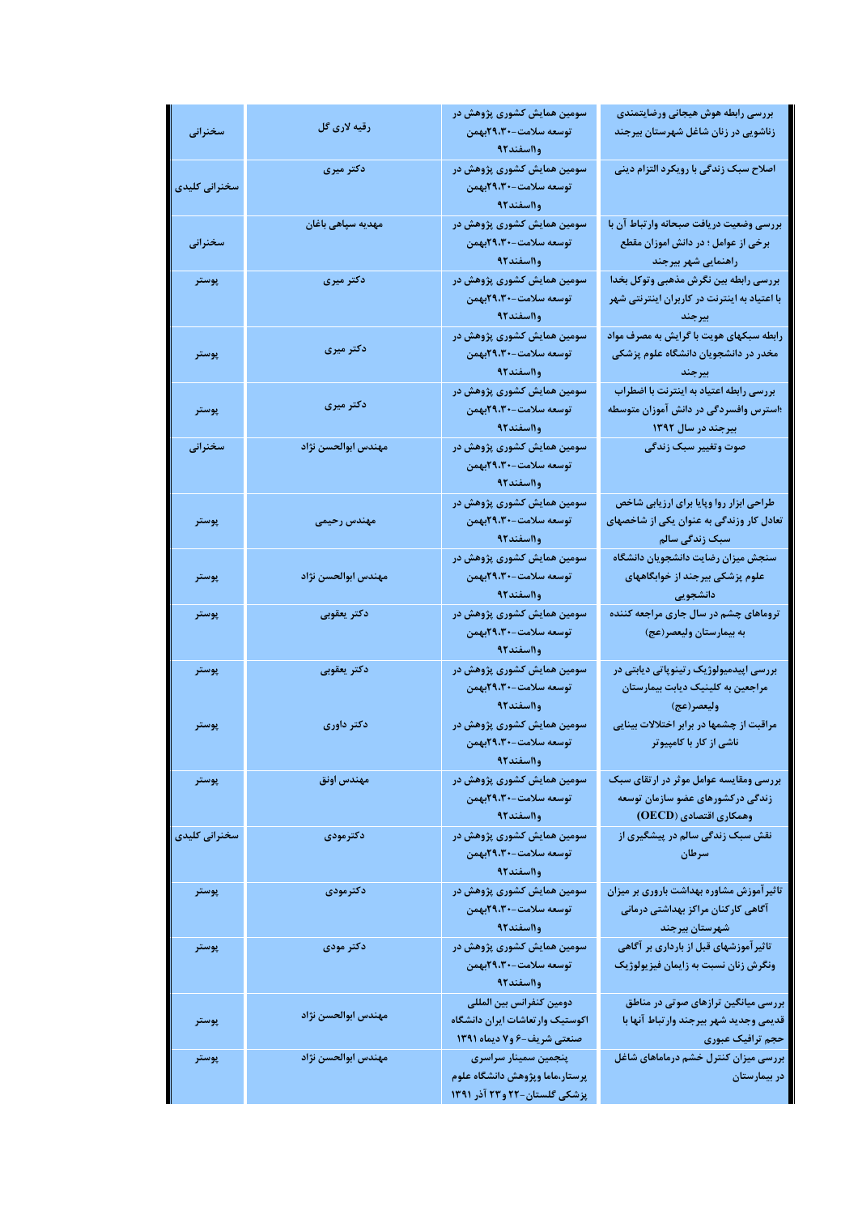| بررسی رابطه هوش هیجانی ورضایتمندی زناشویی در زنان شاغل شهرستان بیرجند | سومین همایش کشوری پژوهش در توسعه سلامت-۲۹،۳۰بهمن و۱اسفند۹۲ | رقیه لاری گل | سخنرانی |
|---|---|---|---|
| اصلاح سبک زندگی با رویکرد التزام دینی | سومین همایش کشوری پژوهش در توسعه سلامت-۲۹،۳۰بهمن و۱اسفند۹۲ | دکتر میری | سخنرانی کلیدی |
| بررسی وضعیت دریافت صبحانه وارتباط آن با برخی از عوامل ؛ در دانش اموزان مقطع راهنمایی شهر بیرجند | سومین همایش کشوری پژوهش در توسعه سلامت-۲۹،۳۰بهمن و۱اسفند۹۲ | مهدیه سپاهی باغان | سخنرانی |
| بررسی رابطه بین نگرش مذهبی وتوکل بخدا با اعتیاد به اینترنت در کاربران اینترنتی شهر بیرجند | سومین همایش کشوری پژوهش در توسعه سلامت-۲۹،۳۰بهمن و۱اسفند۹۲ | دکتر میری | پوستر |
| رابطه سبکهای هویت با گرایش به مصرف مواد مخدر در دانشجویان دانشگاه علوم پزشکی بیرجند | سومین همایش کشوری پژوهش در توسعه سلامت-۲۹،۳۰بهمن و۱اسفند۹۲ | دکتر میری | پوستر |
| بررسی رابطه اعتیاد به اینترنت با اضطراب ؛استرس وافسردگی در دانش آموزان متوسطه بیرجند در سال ۱۳۹۲ | سومین همایش کشوری پژوهش در توسعه سلامت-۲۹،۳۰بهمن و۱اسفند۹۲ | دکتر میری | پوستر |
| صوت وتغییر سبک زندگی | سومین همایش کشوری پژوهش در توسعه سلامت-۲۹،۳۰بهمن و۱اسفند۹۲ | مهندس ابوالحسن نژاد | سخنرانی |
| طراحی ابزار روا وپایا برای ارزیابی شاخص تعادل کار وزندگی به عنوان یکی از شاخصهای سبک زندگی سالم | سومین همایش کشوری پژوهش در توسعه سلامت-۲۹،۳۰بهمن و۱اسفند۹۲ | مهندس رحیمی | پوستر |
| سنجش میزان رضایت دانشجویان دانشگاه علوم پزشکی بیرجند از خوابگاههای دانشجویی | سومین همایش کشوری پژوهش در توسعه سلامت-۲۹،۳۰بهمن و۱اسفند۹۲ | مهندس ابوالحسن نژاد | پوستر |
| تروماهای چشم در سال جاری مراجعه کننده به بیمارستان ولیعصر(عج) | سومین همایش کشوری پژوهش در توسعه سلامت-۲۹،۳۰بهمن و۱اسفند۹۲ | دکتر یعقوبی | پوستر |
| بررسی اپیدمیولوژیک رتینوپاتی دیابتی در مراجعین به کلینیک دیابت بیمارستان ولیعصر(عج) | سومین همایش کشوری پژوهش در توسعه سلامت-۲۹،۳۰بهمن و۱اسفند۹۲ | دکتر یعقوبی | پوستر |
| مراقبت از چشمها در برابر اختلالات بینایی ناشی از کار با کامپیوتر | سومین همایش کشوری پژوهش در توسعه سلامت-۲۹،۳۰بهمن و۱اسفند۹۲ | دکتر داوری | پوستر |
| بررسی ومقایسه عوامل موثر در ارتقای سبک زندگی درکشورهای عضو سازمان توسعه وهمکاری اقتصادی (OECD) | سومین همایش کشوری پژوهش در توسعه سلامت-۲۹،۳۰بهمن و۱اسفند۹۲ | مهندس اونق | پوستر |
| نقش سبک زندگی سالم در پیشگیری از سرطان | سومین همایش کشوری پژوهش در توسعه سلامت-۲۹،۳۰بهمن و۱اسفند۹۲ | دکترمودی | سخنرانی کلیدی |
| تاثیرآموزش مشاوره بهداشت باروری بر میزان آگاهی کارکنان مراکز بهداشتی درمانی شهرستان بیرجند | سومین همایش کشوری پژوهش در توسعه سلامت-۲۹،۳۰بهمن و۱اسفند۹۲ | دکترمودی | پوستر |
| تاثیرآموزشهای قبل از بارداری بر آگاهی ونگرش زنان نسبت به زایمان فیزیولوژیک | سومین همایش کشوری پژوهش در توسعه سلامت-۲۹،۳۰بهمن و۱اسفند۹۲ | دکتر مودی | پوستر |
| بررسی میانگین ترازهای صوتی در مناطق قدیمی وجدید شهر بیرجند وارتباط آنها با حجم ترافیک عبوری | دومین کنفرانس بین المللی اکوستیک وارتعاشات ایران دانشگاه صنعتی شریف-۶ و۷ دیماه ۱۳۹۱ | مهندس ابوالحسن نژاد | پوستر |
| بررسی میزان کنترل خشم درماماهای شاغل در بیمارستان | پنجمین سمینار سراسری پرستار،ماما وپژوهش دانشگاه علوم پزشکی گلستان-۲۲ و۲۳ آذر ۱۳۹۱ | مهندس ابوالحسن نژاد | پوستر |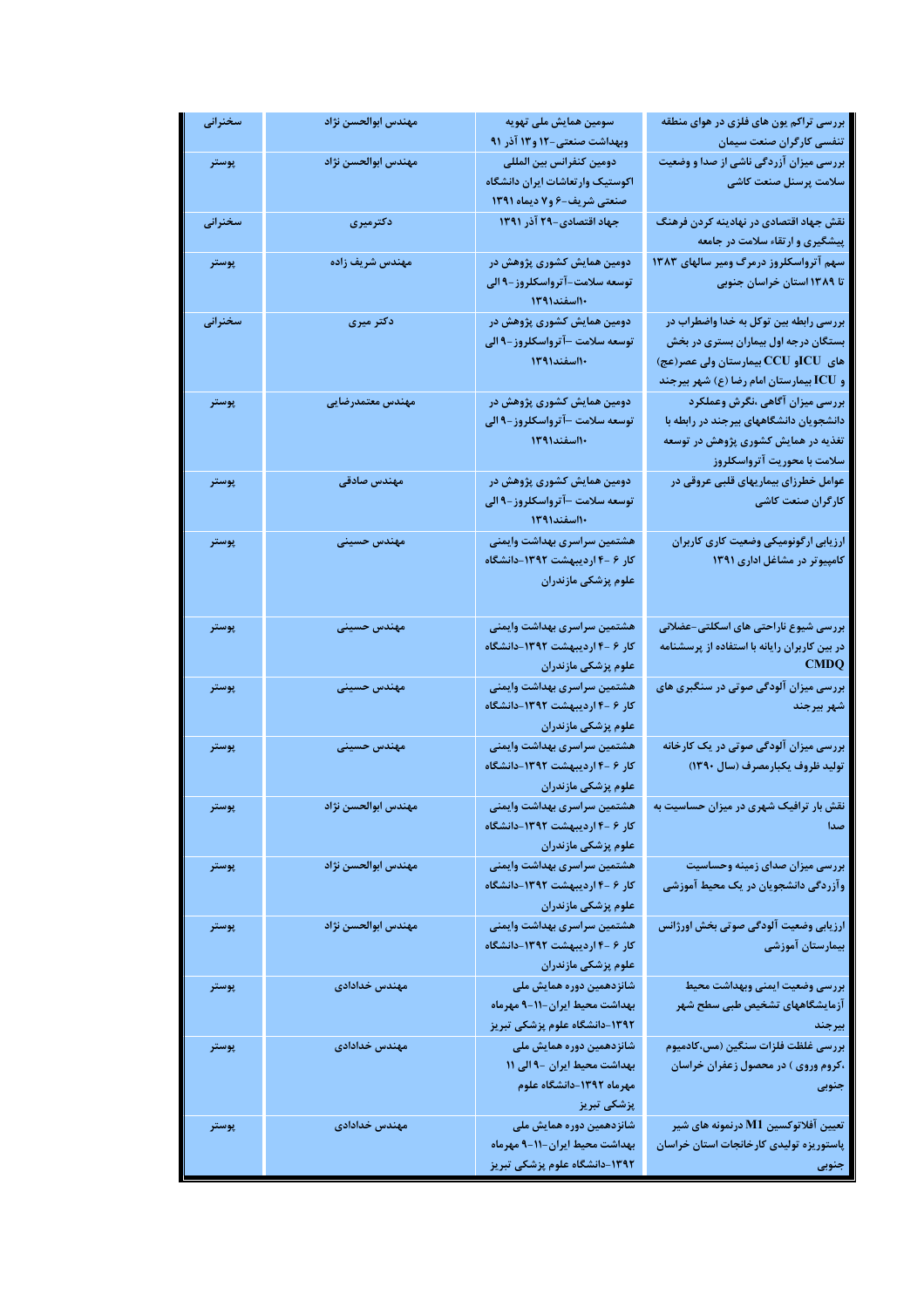| | | | |
|---|---|---|---|
| بررسی تراکم یون های فلزی در هوای منطقه تنفسی کارگران صنعت سیمان | سومین همایش ملی تهویه وبهداشت صنعتی-۱۲ و۱۳ آذر ۹۱ | مهندس ابوالحسن نژاد | سخنرانی |
| بررسی میزان آزردگی ناشی از صدا و وضعیت سلامت پرسنل صنعت کاشی | دومین کنفرانس بین المللی اکوستیک وارتعاشات ایران دانشگاه صنعتی شریف-۶ و۷ دیماه ۱۳۹۱ | مهندس ابوالحسن نژاد | پوستر |
| نقش جهاد اقتصادی در نهادینه کردن فرهنگ پیشگیری و ارتقاء سلامت در جامعه | جهاد اقتصادی-۲۹ آذر ۱۳۹۱ | دکترمیری | سخنرانی |
| سهم آترواسکلروز درمرگ ومیر سالهای ۱۳۸۳ تا ۱۳۸۹ استان خراسان جنوبی | دومین همایش کشوری پژوهش در توسعه سلامت-آترواسکلروز-۹ الی ۱۰اسفند۱۳۹۱ | مهندس شریف زاده | پوستر |
| بررسی رابطه بین توکل به خدا واضطراب در بستگان درجه اول بیماران بستری در بخش های ICU وCCU بیمارستان ولی عصر(عج) و ICU بیمارستان امام رضا (ع) شهر بیرجند | دومین همایش کشوری پژوهش در توسعه سلامت -آترواسکلروز-۹ الی ۱۰اسفند۱۳۹۱ | دکتر میری | سخنرانی |
| بررسی میزان آگاهی ،نگرش وعملکرد دانشجویان دانشگاههای بیرجند در رابطه با تغذیه در همایش کشوری پژوهش در توسعه سلامت با محوریت آترواسکلروز | دومین همایش کشوری پژوهش در توسعه سلامت -آترواسکلروز-۹ الی ۱۰اسفند۱۳۹۱ | مهندس معتمدرضایی | پوستر |
| عوامل خطرزای بیماریهای قلبی عروقی در کارگران صنعت کاشی | دومین همایش کشوری پژوهش در توسعه سلامت -آترواسکلروز-۹ الی ۱۰اسفند۱۳۹۱ | مهندس صادقی | پوستر |
| ارزیابی ارگونومیکی وضعیت کاری کاربران کامپیوتر در مشاغل اداری ۱۳۹۱ | هشتمین سراسری بهداشت وایمنی کار ۶ -۴ اردیبهشت ۱۳۹۲-دانشگاه علوم پزشکی مازندران | مهندس حسینی | پوستر |
| بررسی شیوع ناراحتی های اسکلتی-عضلانی در بین کاربران رایانه با استفاده از پرسشنامه CMDQ | هشتمین سراسری بهداشت وایمنی کار ۶ -۴ اردیبهشت ۱۳۹۲-دانشگاه علوم پزشکی مازندران | مهندس حسینی | پوستر |
| بررسی میزان آلودگی صوتی در سنگبری های شهر بیرجند | هشتمین سراسری بهداشت وایمنی کار ۶ -۴ اردیبهشت ۱۳۹۲-دانشگاه علوم پزشکی مازندران | مهندس حسینی | پوستر |
| بررسی میزان آلودگی صوتی در یک کارخانه تولید ظروف یکبارمصرف (سال ۱۳۹۰) | هشتمین سراسری بهداشت وایمنی کار ۶ -۴ اردیبهشت ۱۳۹۲-دانشگاه علوم پزشکی مازندران | مهندس حسینی | پوستر |
| نقش بار ترافیک شهری در میزان حساسیت به صدا | هشتمین سراسری بهداشت وایمنی کار ۶ -۴ اردیبهشت ۱۳۹۲-دانشگاه علوم پزشکی مازندران | مهندس ابوالحسن نژاد | پوستر |
| بررسی میزان صدای زمینه وحساسیت وآزردگی دانشجویان در یک محیط آموزشی | هشتمین سراسری بهداشت وایمنی کار ۶ -۴ اردیبهشت ۱۳۹۲-دانشگاه علوم پزشکی مازندران | مهندس ابوالحسن نژاد | پوستر |
| ارزیابی وضعیت آلودگی صوتی بخش اورژانس بیمارستان آموزشی | هشتمین سراسری بهداشت وایمنی کار ۶ -۴ اردیبهشت ۱۳۹۲-دانشگاه علوم پزشکی مازندران | مهندس ابوالحسن نژاد | پوستر |
| بررسی وضعیت ایمنی وبهداشت محیط آزمایشگاههای تشخیص طبی سطح شهر بیرجند | شانزدهمین دوره همایش ملی بهداشت محیط ایران-۱۱-۹ مهرماه ۱۳۹۲-دانشگاه علوم پزشکی تبریز | مهندس خدادادی | پوستر |
| بررسی غلظت فلزات سنگین (مس،کادمیوم ،کروم وروی ) در محصول زعفران خراسان جنوبی | شانزدهمین دوره همایش ملی بهداشت محیط ایران -۹ الی ۱۱ مهرماه ۱۳۹۲-دانشگاه علوم پزشکی تبریز | مهندس خدادادی | پوستر |
| تعیین آفلاتوکسین M1 درنمونه های شیر پاستوریزه تولیدی کارخانجات استان خراسان جنوبی | شانزدهمین دوره همایش ملی بهداشت محیط ایران-۱۱-۹ مهرماه ۱۳۹۲-دانشگاه علوم پزشکی تبریز | مهندس خدادادی | پوستر |